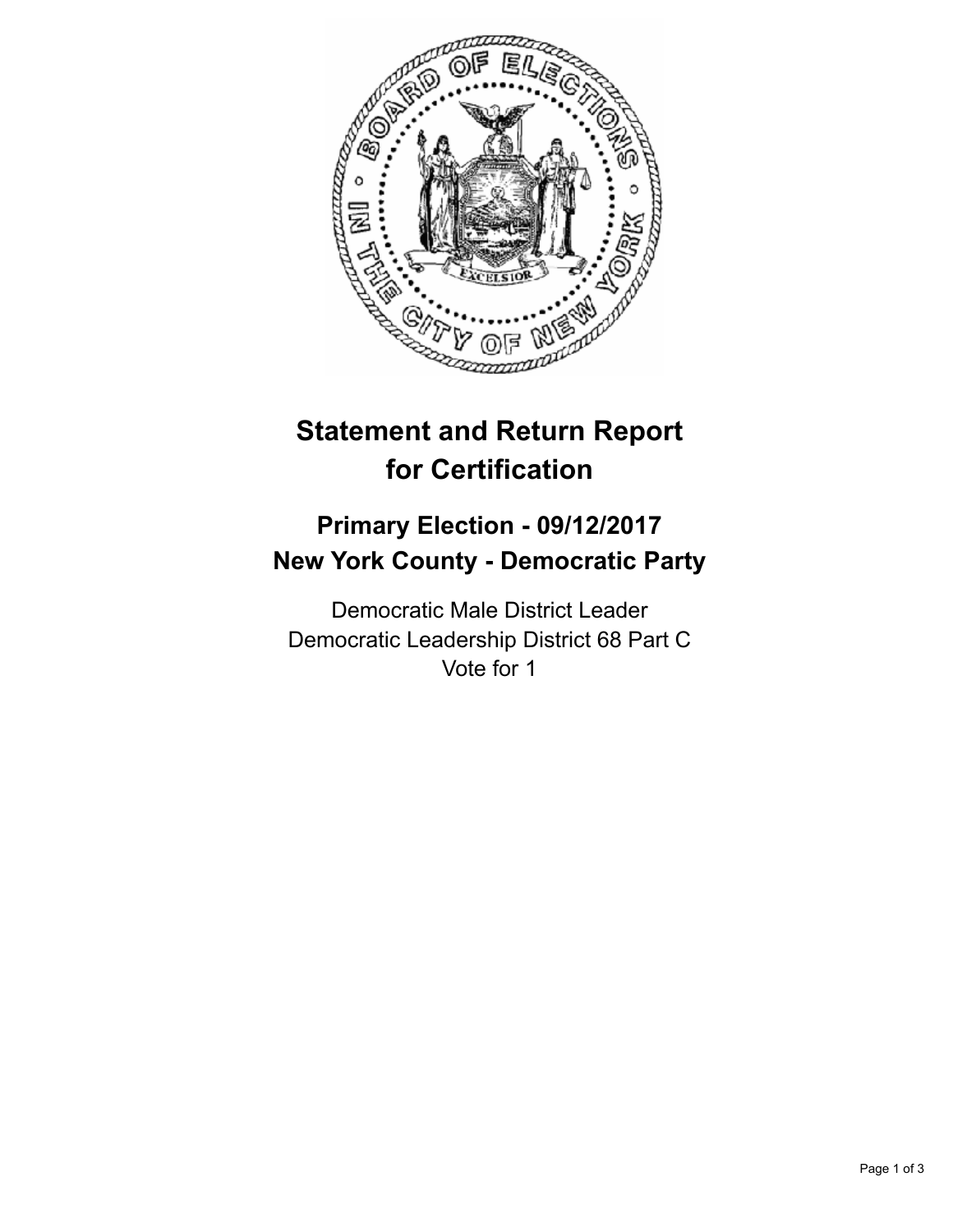# Statement and Return Report for Certification

## Primary Election - 09/12/2017
## New York County - Democratic Party

Democratic Male District Leader
Democratic Leadership District 68 Part C
Vote for 1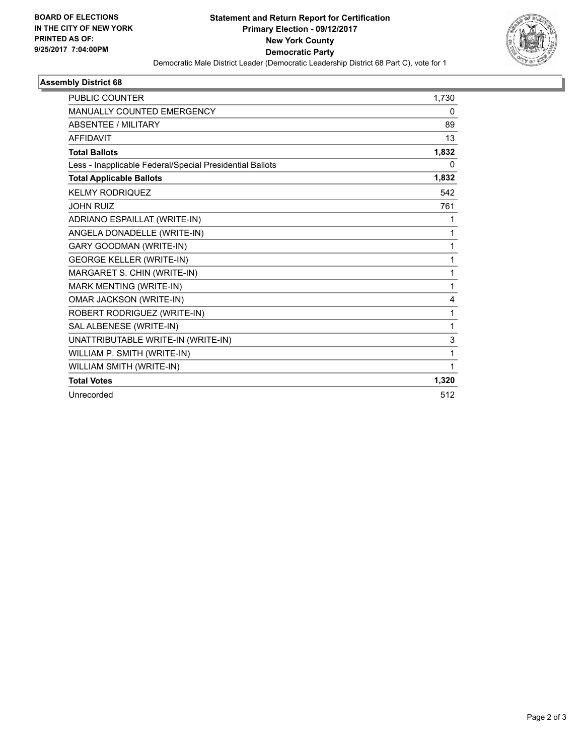**BOARD OF ELECTIONS IN THE CITY OF NEW YORK PRINTED AS OF: 9/25/2017 7:04:00PM**

# Statement and Return Report for Certification
## Primary Election - 09/12/2017
## New York County
## Democratic Party

Democratic Male District Leader (Democratic Leadership District 68 Part C), vote for 1

### Assembly District 68

| | |
|---|---|
| PUBLIC COUNTER | 1,730 |
| MANUALLY COUNTED EMERGENCY | 0 |
| ABSENTEE / MILITARY | 89 |
| AFFIDAVIT | 13 |
| **Total Ballots** | **1,832** |
| Less - Inapplicable Federal/Special Presidential Ballots | 0 |
| **Total Applicable Ballots** | **1,832** |
| KELMY RODRIQUEZ | 542 |
| JOHN RUIZ | 761 |
| ADRIANO ESPAILLAT (WRITE-IN) | 1 |
| ANGELA DONADELLE (WRITE-IN) | 1 |
| GARY GOODMAN (WRITE-IN) | 1 |
| GEORGE KELLER (WRITE-IN) | 1 |
| MARGARET S. CHIN (WRITE-IN) | 1 |
| MARK MENTING (WRITE-IN) | 1 |
| OMAR JACKSON (WRITE-IN) | 4 |
| ROBERT RODRIGUEZ (WRITE-IN) | 1 |
| SAL ALBENESE (WRITE-IN) | 1 |
| UNATTRIBUTABLE WRITE-IN (WRITE-IN) | 3 |
| WILLIAM P. SMITH (WRITE-IN) | 1 |
| WILLIAM SMITH (WRITE-IN) | 1 |
| **Total Votes** | **1,320** |
| Unrecorded | 512 |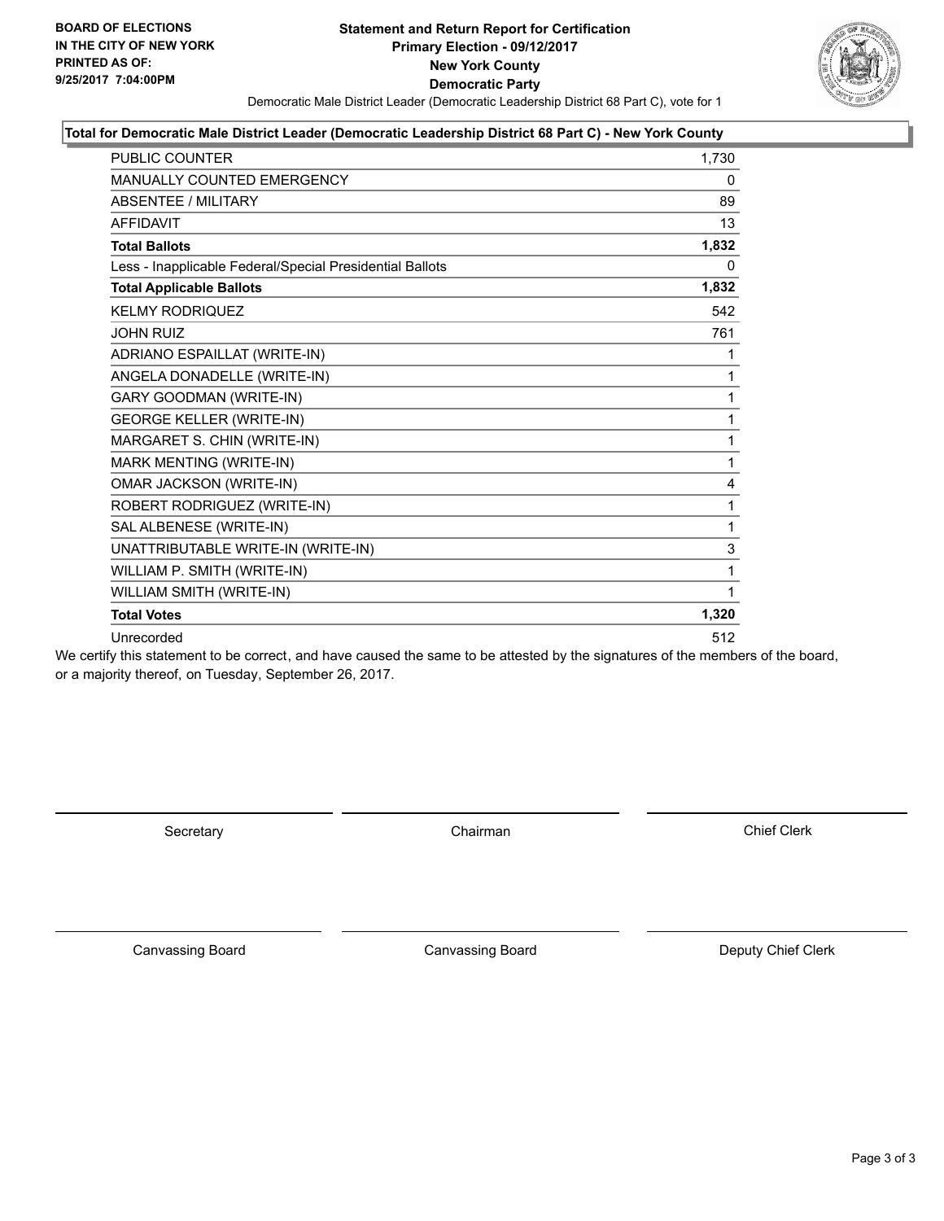**BOARD OF ELECTIONS IN THE CITY OF NEW YORK PRINTED AS OF: 9/25/2017 7:04:00PM**

# Statement and Return Report for Certification
## Primary Election - 09/12/2017
## New York County
## Democratic Party

Democratic Male District Leader (Democratic Leadership District 68 Part C), vote for 1

### Total for Democratic Male District Leader (Democratic Leadership District 68 Part C) - New York County

| | |
|---|---|
| PUBLIC COUNTER | 1,730 |
| MANUALLY COUNTED EMERGENCY | 0 |
| ABSENTEE / MILITARY | 89 |
| AFFIDAVIT | 13 |
| **Total Ballots** | **1,832** |
| Less - Inapplicable Federal/Special Presidential Ballots | 0 |
| **Total Applicable Ballots** | **1,832** |
| KELMY RODRIQUEZ | 542 |
| JOHN RUIZ | 761 |
| ADRIANO ESPAILLAT (WRITE-IN) | 1 |
| ANGELA DONADELLE (WRITE-IN) | 1 |
| GARY GOODMAN (WRITE-IN) | 1 |
| GEORGE KELLER (WRITE-IN) | 1 |
| MARGARET S. CHIN (WRITE-IN) | 1 |
| MARK MENTING (WRITE-IN) | 1 |
| OMAR JACKSON (WRITE-IN) | 4 |
| ROBERT RODRIGUEZ (WRITE-IN) | 1 |
| SAL ALBENESE (WRITE-IN) | 1 |
| UNATTRIBUTABLE WRITE-IN (WRITE-IN) | 3 |
| WILLIAM P. SMITH (WRITE-IN) | 1 |
| WILLIAM SMITH (WRITE-IN) | 1 |
| **Total Votes** | **1,320** |
| Unrecorded | 512 |

We certify this statement to be correct, and have caused the same to be attested by the signatures of the members of the board, or a majority thereof, on Tuesday, September 26, 2017.

Secretary | Chairman | Chief Clerk

Canvassing Board | Canvassing Board | Deputy Chief Clerk